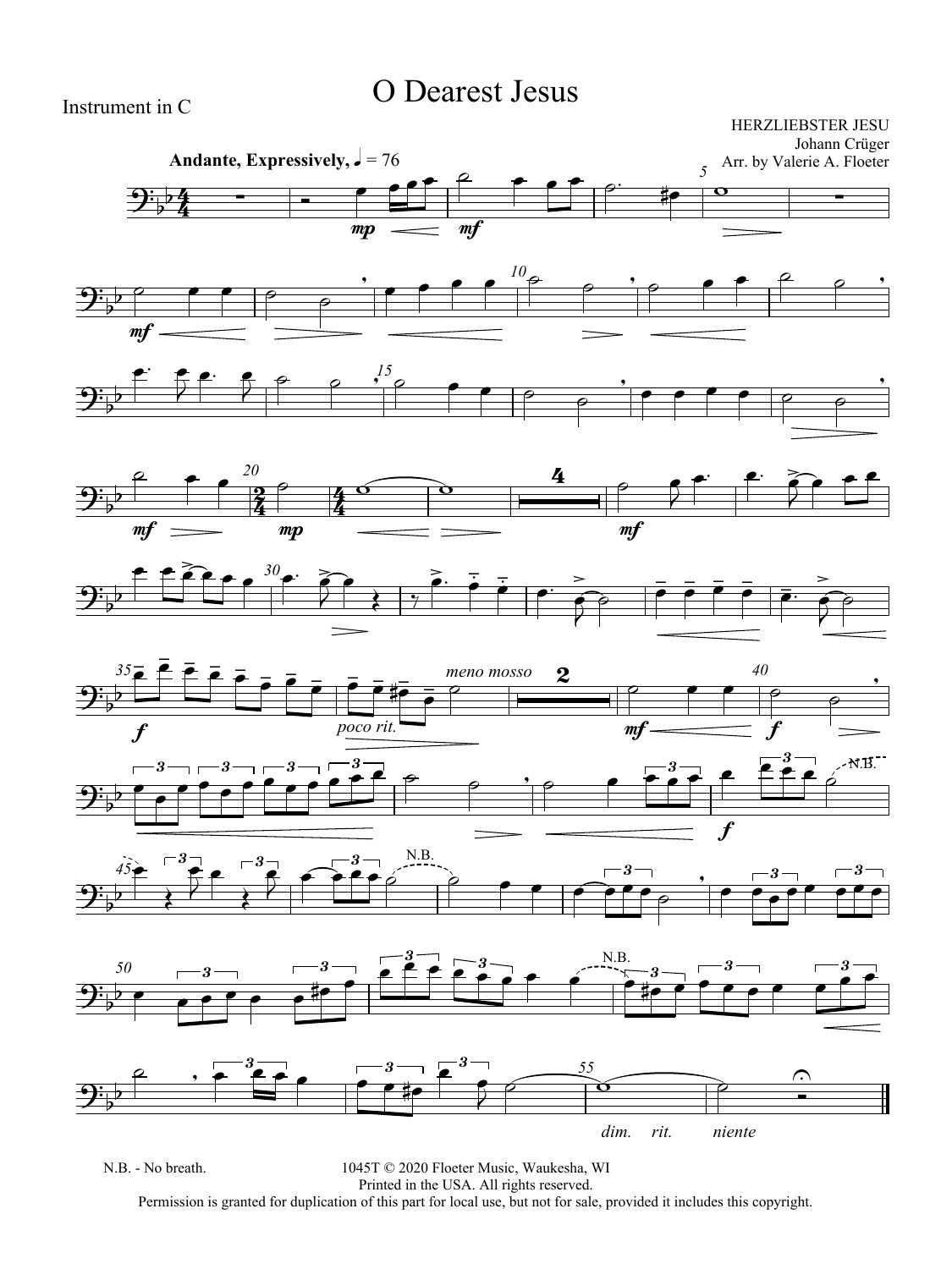Instrument in C

# O Dearest Jesus

HERZLIEBSTER JESU
Johann Crüger
Arr. by Valerie A. Floeter

**Andante, Expressively,** ♩ = 76

N.B. - No breath.

1045T © 2020 Floeter Music, Waukesha, WI
Printed in the USA. All rights reserved.
Permission is granted for duplication of this part for local use, but not for sale, provided it includes this copyright.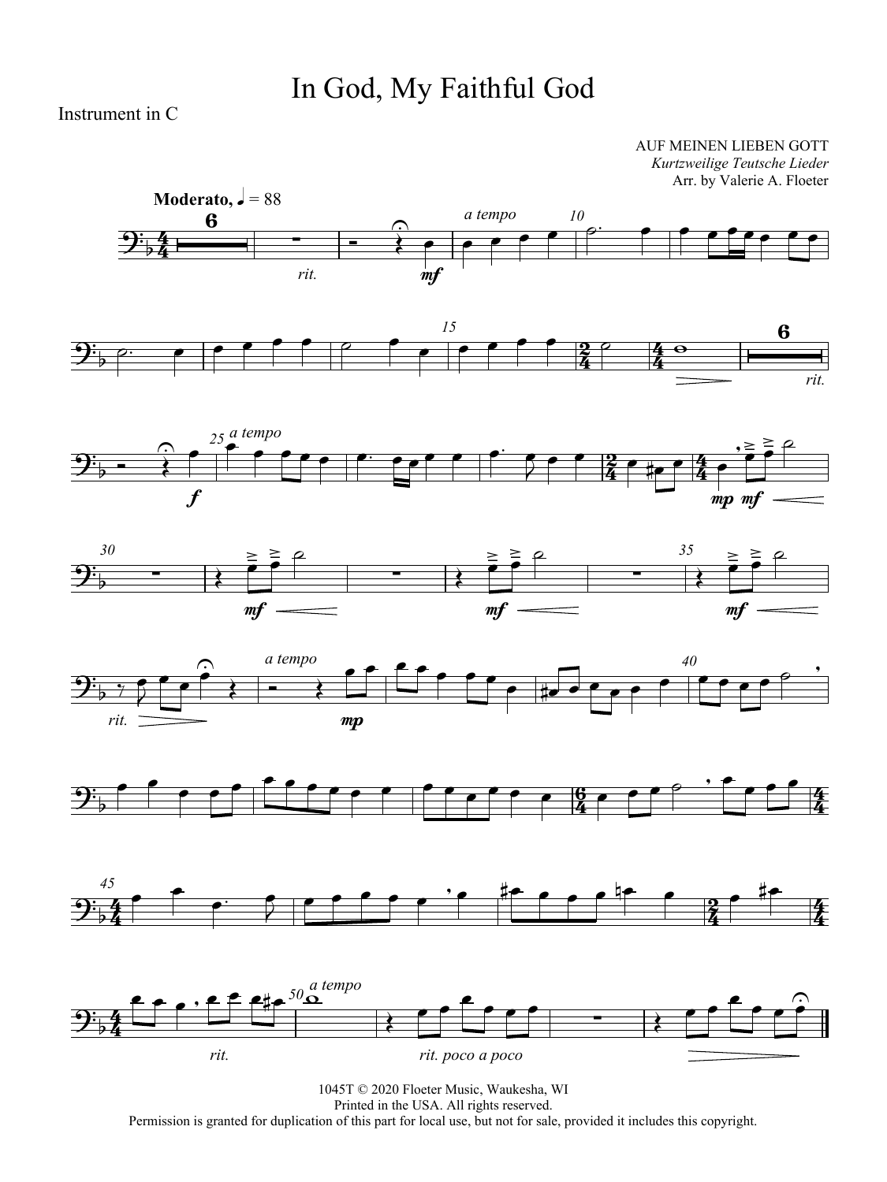# In God, My Faithful God

Instrument in C

AUF MEINEN LIEBEN GOTT
*Kurtzweilige Teutsche Lieder*
Arr. by Valerie A. Floeter

1045T © 2020 Floeter Music, Waukesha, WI
Printed in the USA. All rights reserved.
Permission is granted for duplication of this part for local use, but not for sale, provided it includes this copyright.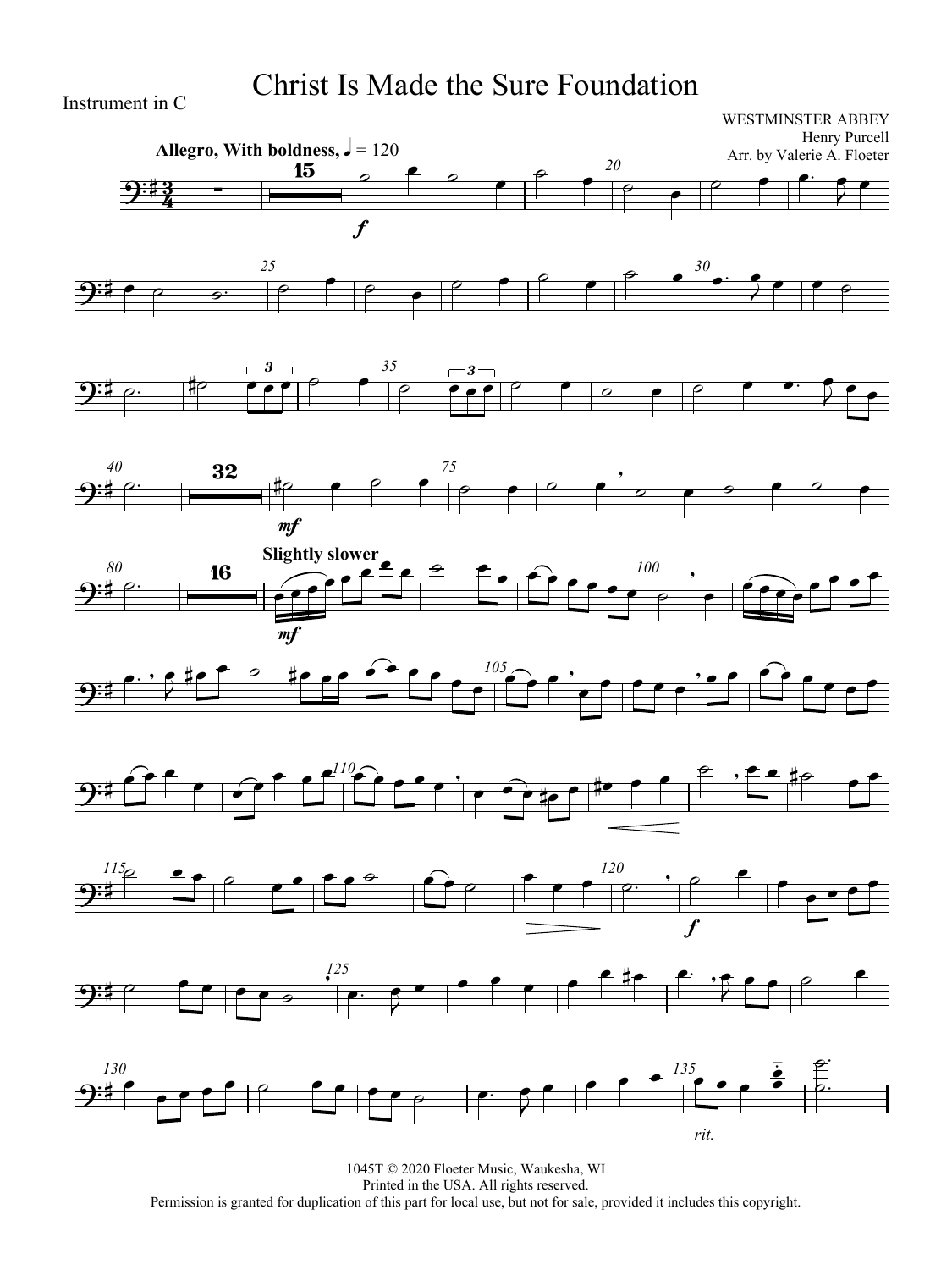Instrument in C

# Christ Is Made the Sure Foundation

WESTMINSTER ABBEY
Henry Purcell
Arr. by Valerie A. Floeter

**Allegro, With boldness,** ♩ = 120

**Slightly slower**

*rit.*

1045T © 2020 Floeter Music, Waukesha, WI
Printed in the USA. All rights reserved.
Permission is granted for duplication of this part for local use, but not for sale, provided it includes this copyright.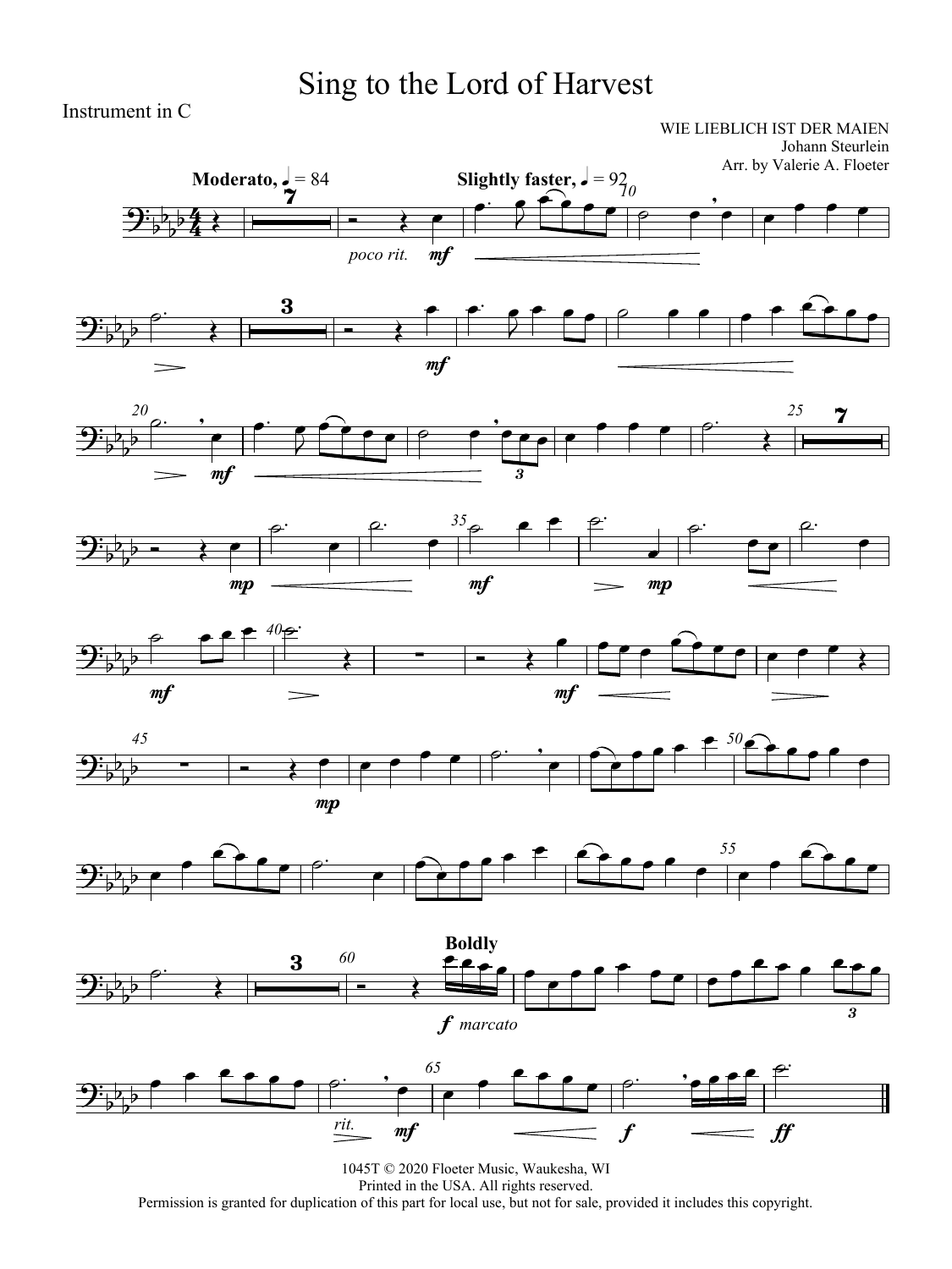# Sing to the Lord of Harvest

Instrument in C

WIE LIEBLICH IST DER MAIEN
Johann Steurlein
Arr. by Valerie A. Floeter

1045T © 2020 Floeter Music, Waukesha, WI
Printed in the USA. All rights reserved.
Permission is granted for duplication of this part for local use, but not for sale, provided it includes this copyright.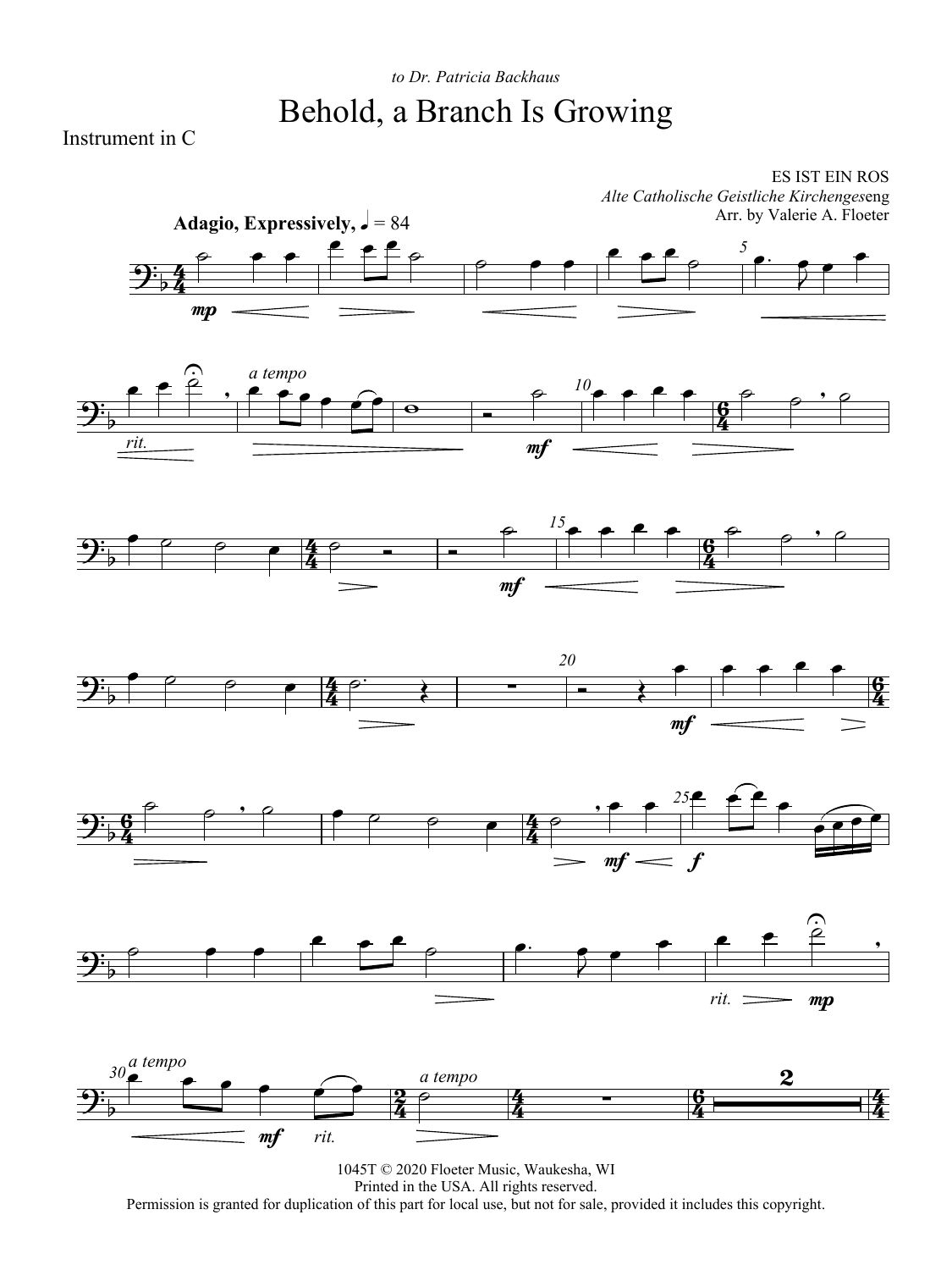*to Dr. Patricia Backhaus*

# Behold, a Branch Is Growing

Instrument in C

ES IST EIN ROS
*Alte Catholische Geistliche Kirchengeseng*
Arr. by Valerie A. Floeter

**Adagio, Expressively,** ♩ = 84

1045T © 2020 Floeter Music, Waukesha, WI
Printed in the USA. All rights reserved.
Permission is granted for duplication of this part for local use, but not for sale, provided it includes this copyright.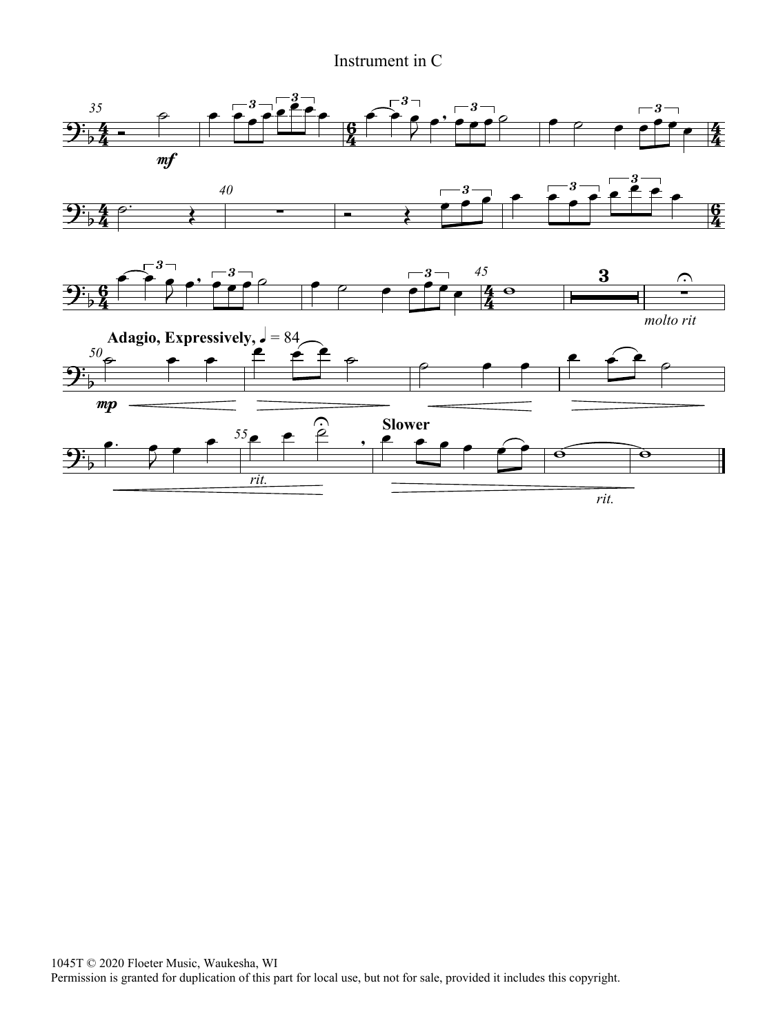Instrument in C

1045T © 2020 Floeter Music, Waukesha, WI
Permission is granted for duplication of this part for local use, but not for sale, provided it includes this copyright.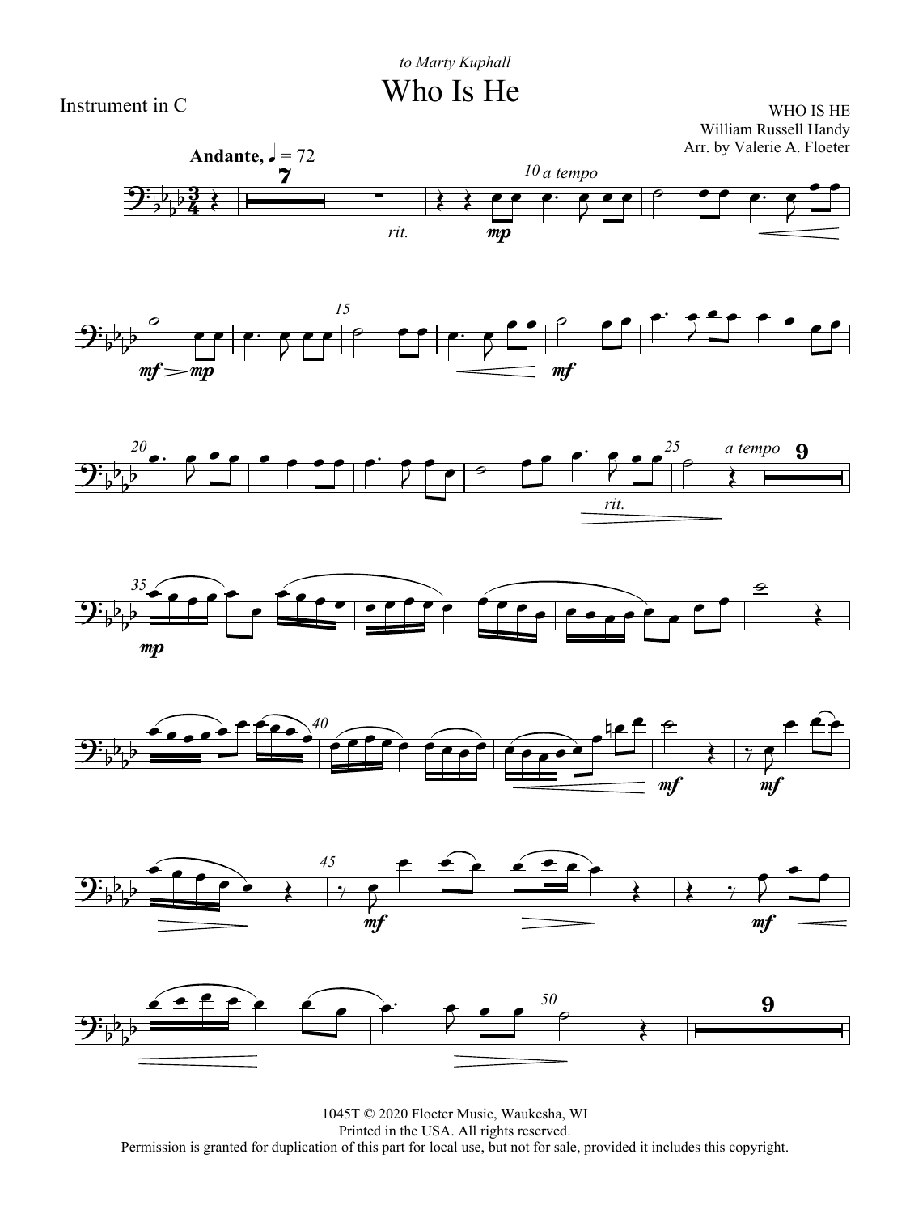*to Marty Kuphall*

# Who Is He

Instrument in C

WHO IS HE
William Russell Handy
Arr. by Valerie A. Floeter

**Andante,** ♩ = 72

1045T © 2020 Floeter Music, Waukesha, WI
Printed in the USA. All rights reserved.
Permission is granted for duplication of this part for local use, but not for sale, provided it includes this copyright.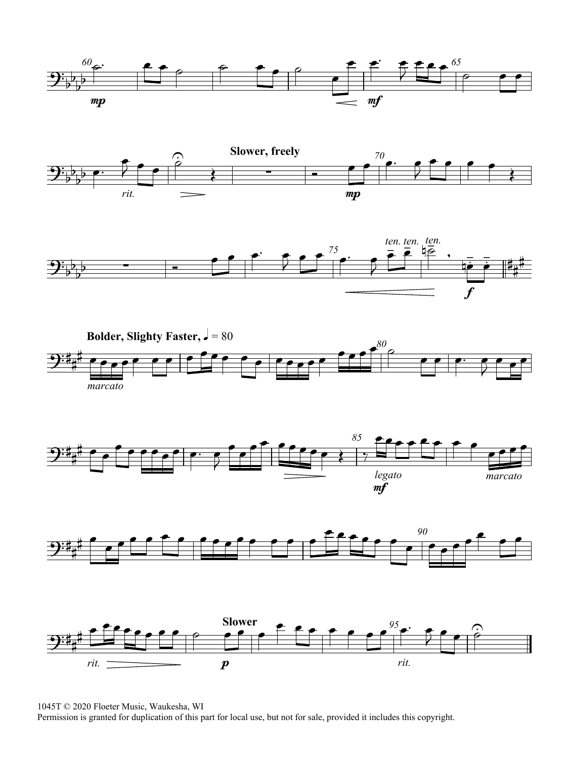1045T © 2020 Floeter Music, Waukesha, WI
Permission is granted for duplication of this part for local use, but not for sale, provided it includes this copyright.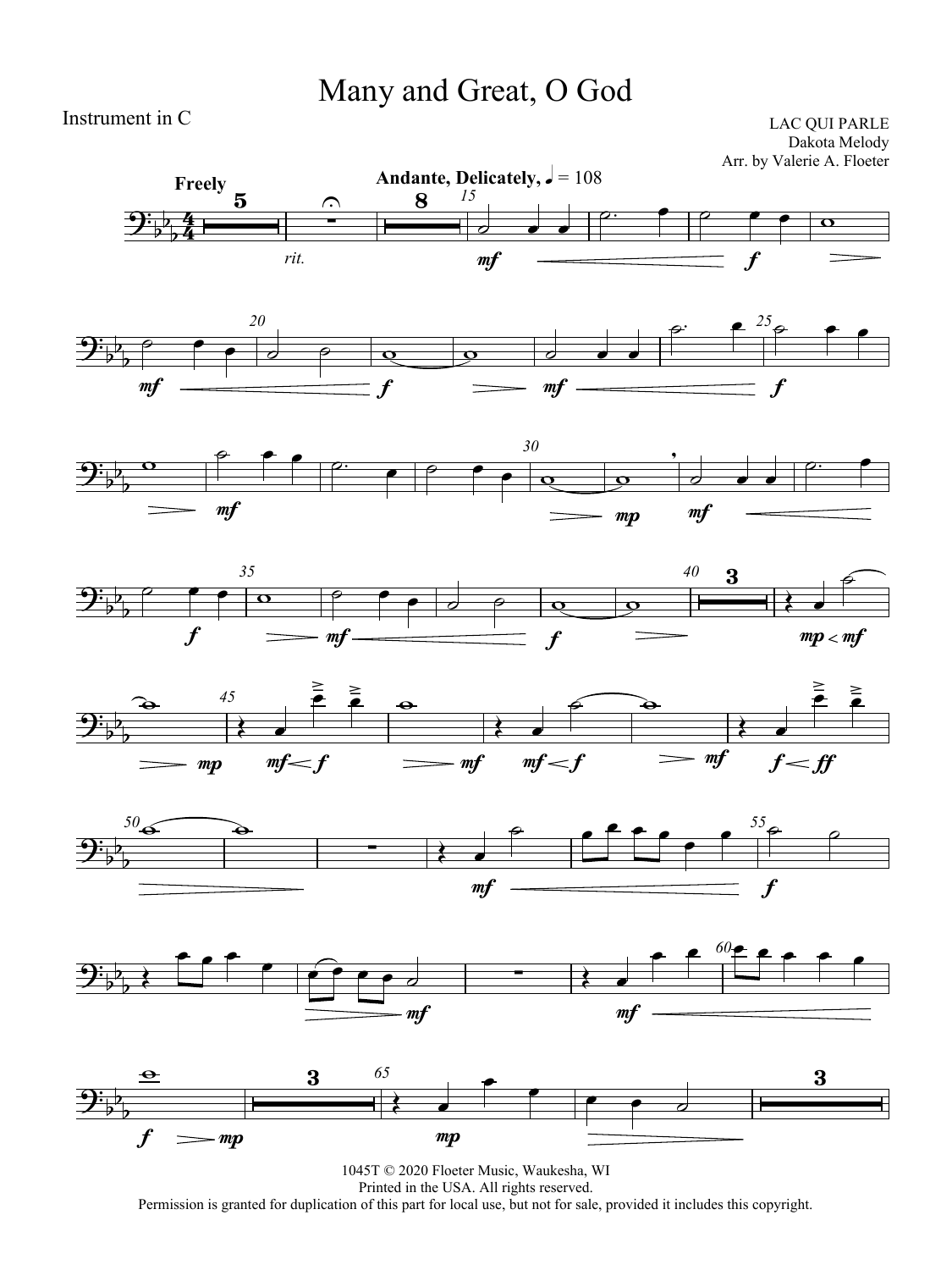# Many and Great, O God

Instrument in C

LAC QUI PARLE
Dakota Melody
Arr. by Valerie A. Floeter

1045T © 2020 Floeter Music, Waukesha, WI
Printed in the USA. All rights reserved.
Permission is granted for duplication of this part for local use, but not for sale, provided it includes this copyright.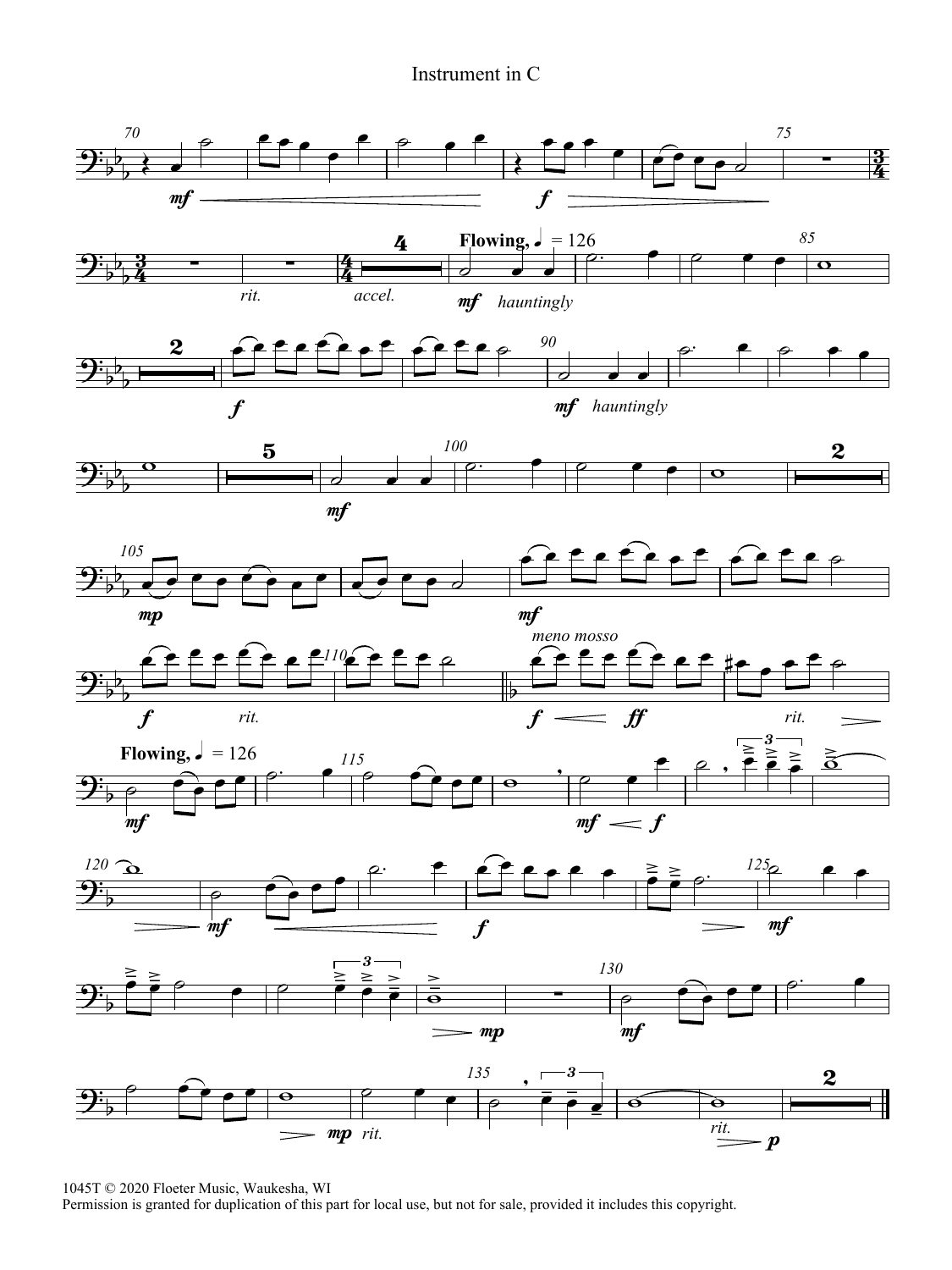Instrument in C

1045T © 2020 Floeter Music, Waukesha, WI
Permission is granted for duplication of this part for local use, but not for sale, provided it includes this copyright.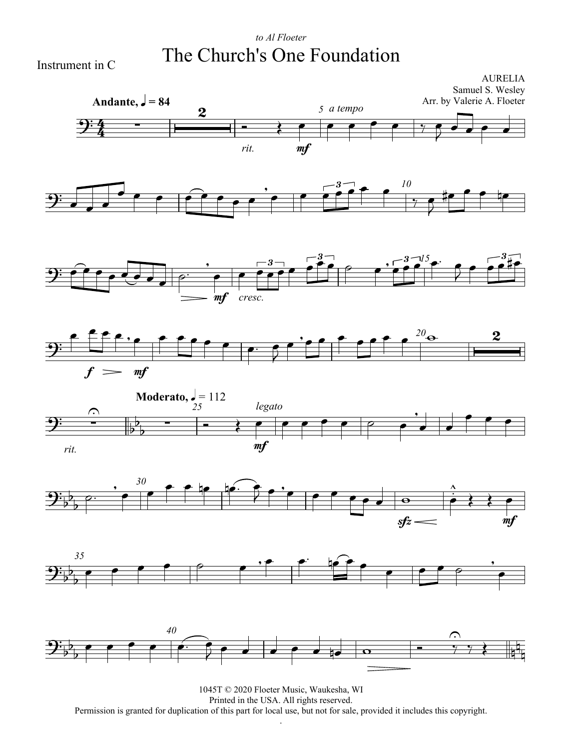*to Al Floeter*

# The Church's One Foundation

Instrument in C

AURELIA
Samuel S. Wesley
Arr. by Valerie A. Floeter

**Andante,** ♩ = 84

*a tempo*

*rit.* **mf**

*cresc.*

**f** **mf**

**Moderato,** ♩ = 112

*legato*

*rit.* **mf**

**sfz** **mf**

1045T © 2020 Floeter Music, Waukesha, WI
Printed in the USA. All rights reserved.
Permission is granted for duplication of this part for local use, but not for sale, provided it includes this copyright.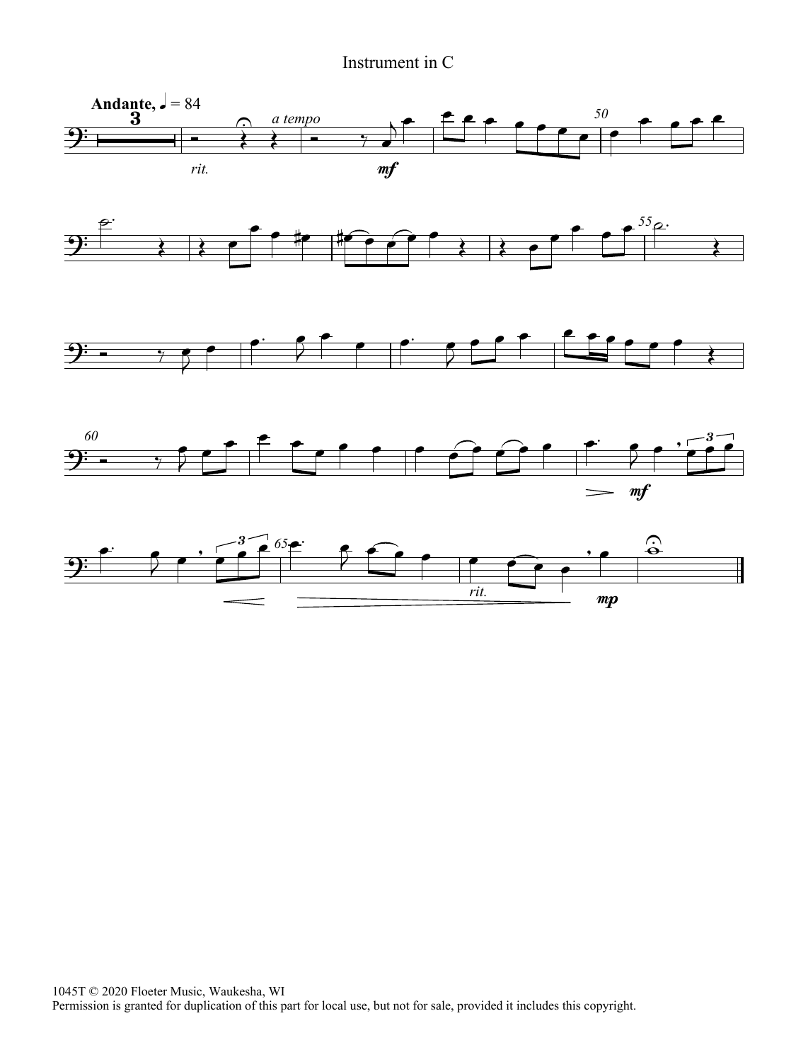Instrument in C

1045T © 2020 Floeter Music, Waukesha, WI
Permission is granted for duplication of this part for local use, but not for sale, provided it includes this copyright.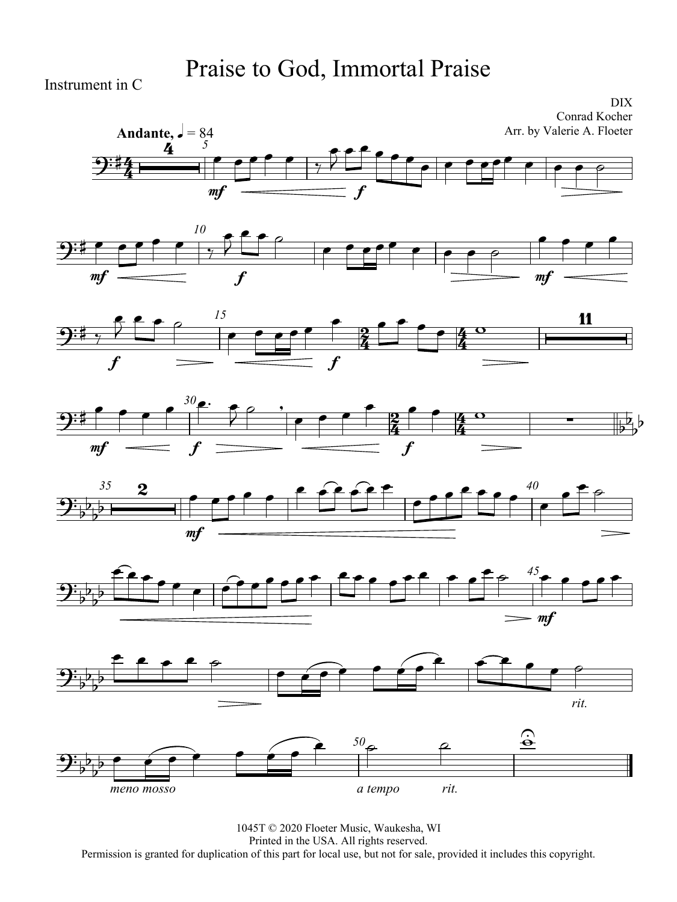Instrument in C

# Praise to God, Immortal Praise

DIX
Conrad Kocher
Arr. by Valerie A. Floeter

1045T © 2020 Floeter Music, Waukesha, WI
Printed in the USA. All rights reserved.
Permission is granted for duplication of this part for local use, but not for sale, provided it includes this copyright.